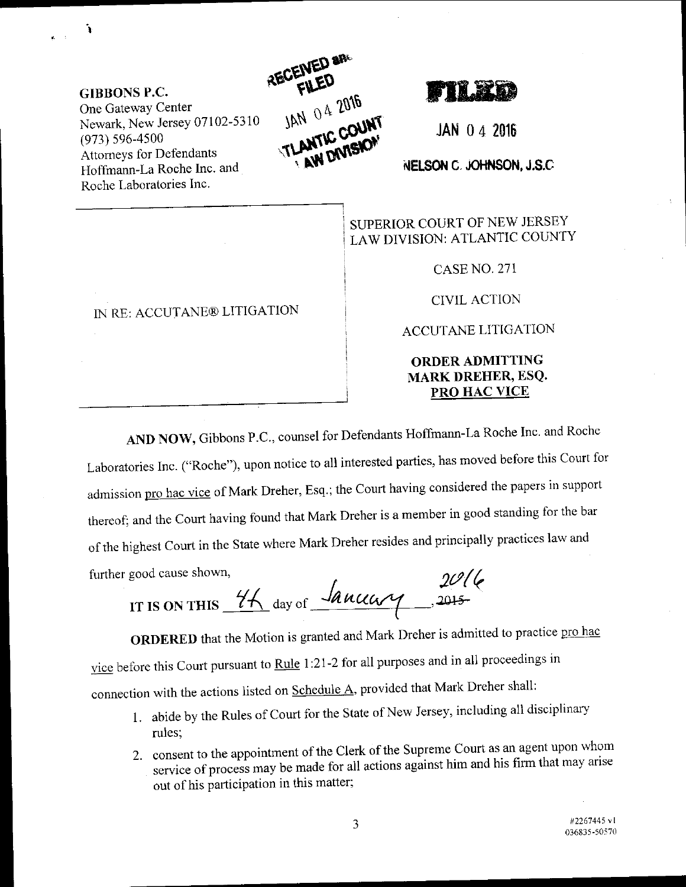GIBBONS P.C.
One Gateway Center
Newark, New Jersey 07102-5310
(973) 596-4500
Attorneys for Defendants
Hoffmann-La Roche Inc. and
Roche Laboratories Inc.

RECEIVED and FILED
JAN 04 2016
ATLANTIC COUNTY
LAW DIVISION

FILED

JAN 04 2016

NELSON C. JOHNSON, J.S.C.

| IN RE: ACCUTANE® LITIGATION | SUPERIOR COURT OF NEW JERSEY<br>LAW DIVISION: ATLANTIC COUNTY<br><br>CASE NO. 271<br><br>CIVIL ACTION<br><br>ACCUTANE LITIGATION<br><br>**ORDER ADMITTING MARK DREHER, ESQ. PRO HAC VICE** |
|---|---|

**AND NOW,** Gibbons P.C., counsel for Defendants Hoffmann-La Roche Inc. and Roche Laboratories Inc. ("Roche"), upon notice to all interested parties, has moved before this Court for admission pro hac vice of Mark Dreher, Esq.; the Court having considered the papers in support thereof; and the Court having found that Mark Dreher is a member in good standing for the bar of the highest Court in the State where Mark Dreher resides and principally practices law and further good cause shown,

**IT IS ON THIS** 4th day of January, ~~2015~~ 2016

**ORDERED** that the Motion is granted and Mark Dreher is admitted to practice pro hac vice before this Court pursuant to Rule 1:21-2 for all purposes and in all proceedings in connection with the actions listed on Schedule A, provided that Mark Dreher shall:

1. abide by the Rules of Court for the State of New Jersey, including all disciplinary rules;
2. consent to the appointment of the Clerk of the Supreme Court as an agent upon whom service of process may be made for all actions against him and his firm that may arise out of his participation in this matter;

#2267445 v1
036835-50570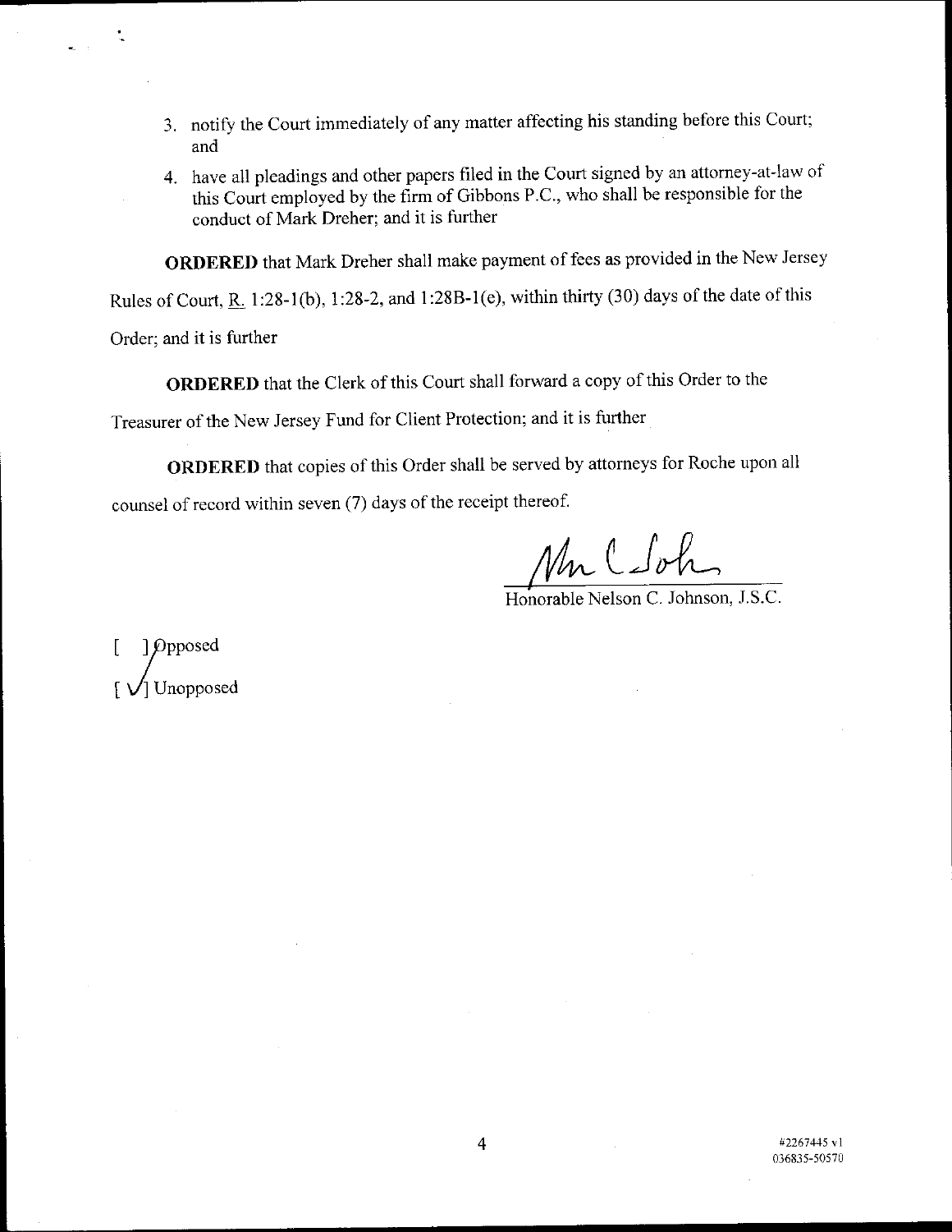3. notify the Court immediately of any matter affecting his standing before this Court; and
4. have all pleadings and other papers filed in the Court signed by an attorney-at-law of this Court employed by the firm of Gibbons P.C., who shall be responsible for the conduct of Mark Dreher; and it is further

**ORDERED** that Mark Dreher shall make payment of fees as provided in the New Jersey Rules of Court, R. 1:28-1(b), 1:28-2, and 1:28B-1(e), within thirty (30) days of the date of this Order; and it is further

**ORDERED** that the Clerk of this Court shall forward a copy of this Order to the Treasurer of the New Jersey Fund for Client Protection; and it is further

**ORDERED** that copies of this Order shall be served by attorneys for Roche upon all counsel of record within seven (7) days of the receipt thereof.

Honorable Nelson C. Johnson, J.S.C.

[ ] Opposed
[ ✓ ] Unopposed

#2267445 v1
036835-50570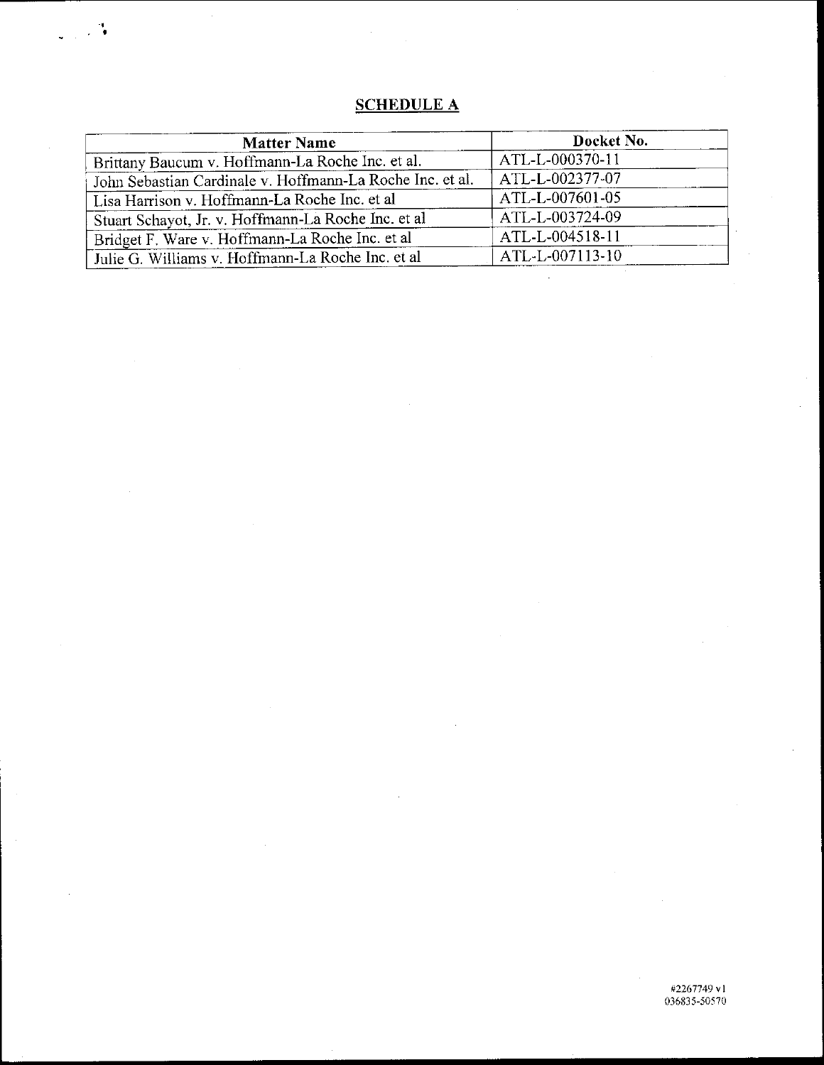## SCHEDULE A

| Matter Name | Docket No. |
|---|---|
| Brittany Baucum v. Hoffmann-La Roche Inc. et al. | ATL-L-000370-11 |
| John Sebastian Cardinale v. Hoffmann-La Roche Inc. et al. | ATL-L-002377-07 |
| Lisa Harrison v. Hoffmann-La Roche Inc. et al | ATL-L-007601-05 |
| Stuart Schayot, Jr. v. Hoffmann-La Roche Inc. et al | ATL-L-003724-09 |
| Bridget F. Ware v. Hoffmann-La Roche Inc. et al | ATL-L-004518-11 |
| Julie G. Williams v. Hoffmann-La Roche Inc. et al | ATL-L-007113-10 |

#2267749 v1
036835-50570